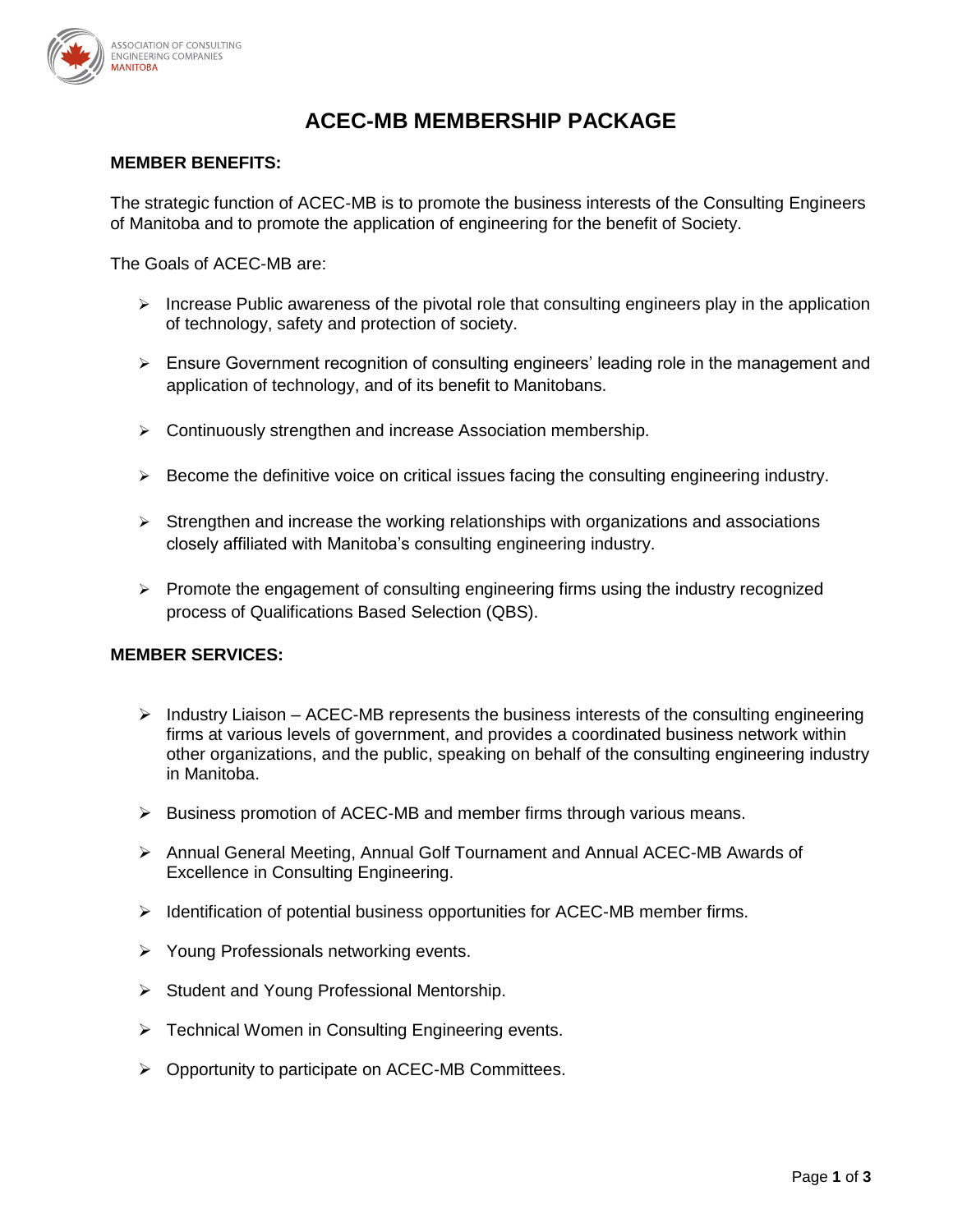ASSOCIATION OF CONSULTING ENGINEERING COMPANIES MANITOBA

# ACEC-MB MEMBERSHIP PACKAGE

**MEMBER BENEFITS:**

The strategic function of ACEC-MB is to promote the business interests of the Consulting Engineers of Manitoba and to promote the application of engineering for the benefit of Society.

The Goals of ACEC-MB are:

- Increase Public awareness of the pivotal role that consulting engineers play in the application of technology, safety and protection of society.
- Ensure Government recognition of consulting engineers' leading role in the management and application of technology, and of its benefit to Manitobans.
- Continuously strengthen and increase Association membership.
- Become the definitive voice on critical issues facing the consulting engineering industry.
- Strengthen and increase the working relationships with organizations and associations closely affiliated with Manitoba's consulting engineering industry.
- Promote the engagement of consulting engineering firms using the industry recognized process of Qualifications Based Selection (QBS).

**MEMBER SERVICES:**

- Industry Liaison – ACEC-MB represents the business interests of the consulting engineering firms at various levels of government, and provides a coordinated business network within other organizations, and the public, speaking on behalf of the consulting engineering industry in Manitoba.
- Business promotion of ACEC-MB and member firms through various means.
- Annual General Meeting, Annual Golf Tournament and Annual ACEC-MB Awards of Excellence in Consulting Engineering.
- Identification of potential business opportunities for ACEC-MB member firms.
- Young Professionals networking events.
- Student and Young Professional Mentorship.
- Technical Women in Consulting Engineering events.
- Opportunity to participate on ACEC-MB Committees.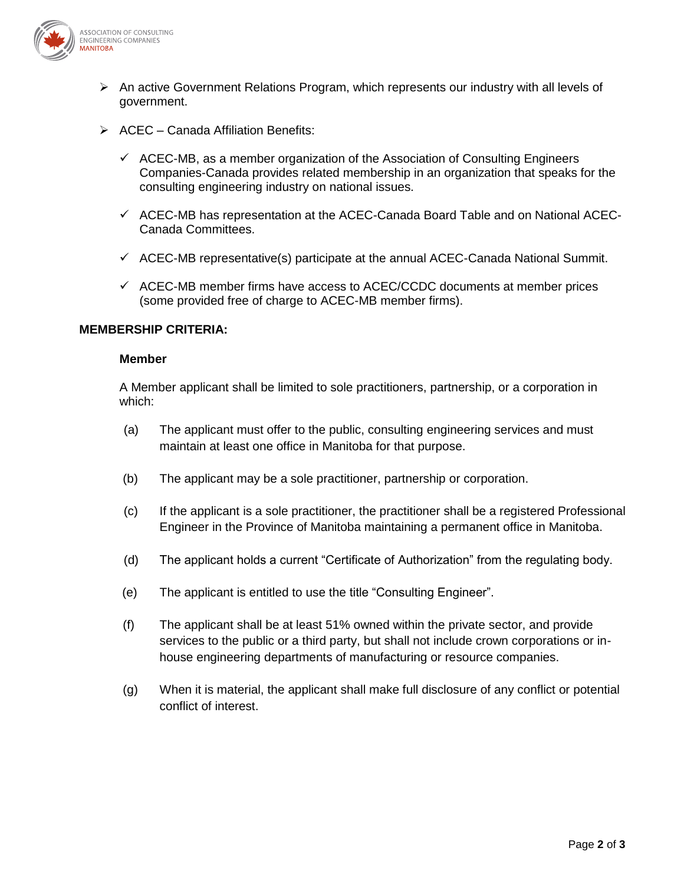- An active Government Relations Program, which represents our industry with all levels of government.

- ACEC – Canada Affiliation Benefits:

  - ✓ ACEC-MB, as a member organization of the Association of Consulting Engineers Companies-Canada provides related membership in an organization that speaks for the consulting engineering industry on national issues.

  - ✓ ACEC-MB has representation at the ACEC-Canada Board Table and on National ACEC-Canada Committees.

  - ✓ ACEC-MB representative(s) participate at the annual ACEC-Canada National Summit.

  - ✓ ACEC-MB member firms have access to ACEC/CCDC documents at member prices (some provided free of charge to ACEC-MB member firms).

**MEMBERSHIP CRITERIA:**

**Member**

A Member applicant shall be limited to sole practitioners, partnership, or a corporation in which:

(a) The applicant must offer to the public, consulting engineering services and must maintain at least one office in Manitoba for that purpose.

(b) The applicant may be a sole practitioner, partnership or corporation.

(c) If the applicant is a sole practitioner, the practitioner shall be a registered Professional Engineer in the Province of Manitoba maintaining a permanent office in Manitoba.

(d) The applicant holds a current "Certificate of Authorization" from the regulating body.

(e) The applicant is entitled to use the title "Consulting Engineer".

(f) The applicant shall be at least 51% owned within the private sector, and provide services to the public or a third party, but shall not include crown corporations or in-house engineering departments of manufacturing or resource companies.

(g) When it is material, the applicant shall make full disclosure of any conflict or potential conflict of interest.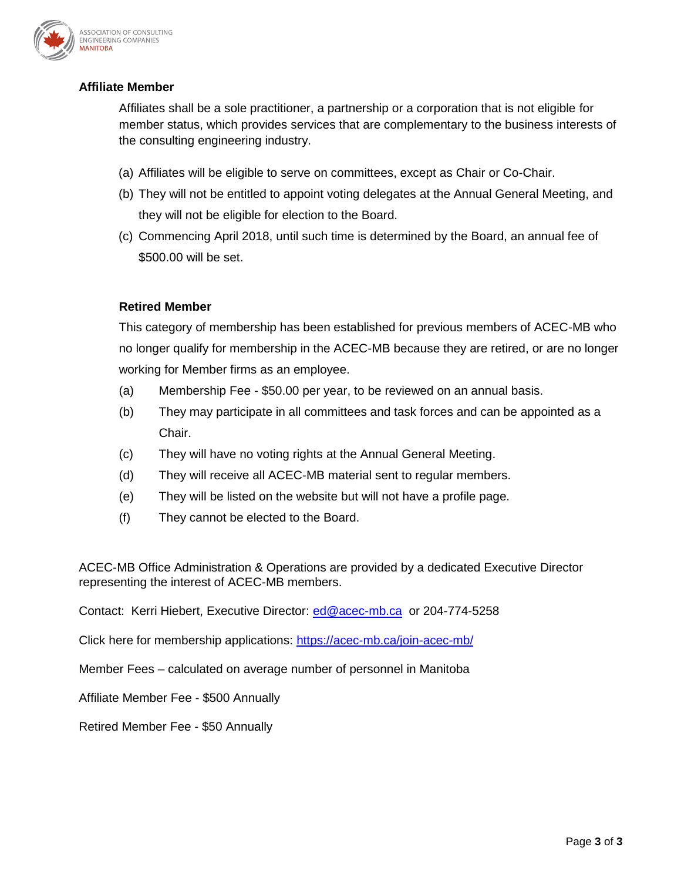### Affiliate Member

Affiliates shall be a sole practitioner, a partnership or a corporation that is not eligible for member status, which provides services that are complementary to the business interests of the consulting engineering industry.

(a) Affiliates will be eligible to serve on committees, except as Chair or Co-Chair.

(b) They will not be entitled to appoint voting delegates at the Annual General Meeting, and they will not be eligible for election to the Board.

(c) Commencing April 2018, until such time is determined by the Board, an annual fee of $500.00 will be set.

### Retired Member

This category of membership has been established for previous members of ACEC-MB who no longer qualify for membership in the ACEC-MB because they are retired, or are no longer working for Member firms as an employee.

(a) Membership Fee - $50.00 per year, to be reviewed on an annual basis.

(b) They may participate in all committees and task forces and can be appointed as a Chair.

(c) They will have no voting rights at the Annual General Meeting.

(d) They will receive all ACEC-MB material sent to regular members.

(e) They will be listed on the website but will not have a profile page.

(f) They cannot be elected to the Board.

ACEC-MB Office Administration & Operations are provided by a dedicated Executive Director representing the interest of ACEC-MB members.

Contact: Kerri Hiebert, Executive Director: [ed@acec-mb.ca](mailto:ed@acec-mb.ca) or 204-774-5258

Click here for membership applications: [https://acec-mb.ca/join-acec-mb/](https://acec-mb.ca/join-acec-mb/)

Member Fees – calculated on average number of personnel in Manitoba

Affiliate Member Fee - $500 Annually

Retired Member Fee - $50 Annually